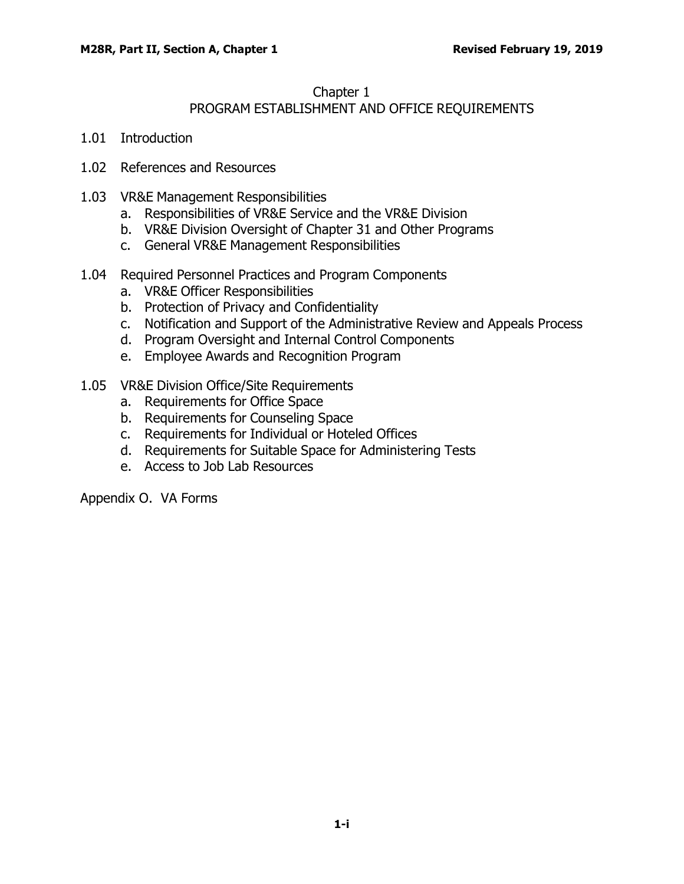# Chapter 1
## PROGRAM ESTABLISHMENT AND OFFICE REQUIREMENTS

1.01 Introduction

1.02 References and Resources

1.03 VR&E Management Responsibilities
   a. Responsibilities of VR&E Service and the VR&E Division
   b. VR&E Division Oversight of Chapter 31 and Other Programs
   c. General VR&E Management Responsibilities

1.04 Required Personnel Practices and Program Components
   a. VR&E Officer Responsibilities
   b. Protection of Privacy and Confidentiality
   c. Notification and Support of the Administrative Review and Appeals Process
   d. Program Oversight and Internal Control Components
   e. Employee Awards and Recognition Program

1.05 VR&E Division Office/Site Requirements
   a. Requirements for Office Space
   b. Requirements for Counseling Space
   c. Requirements for Individual or Hoteled Offices
   d. Requirements for Suitable Space for Administering Tests
   e. Access to Job Lab Resources

Appendix O. VA Forms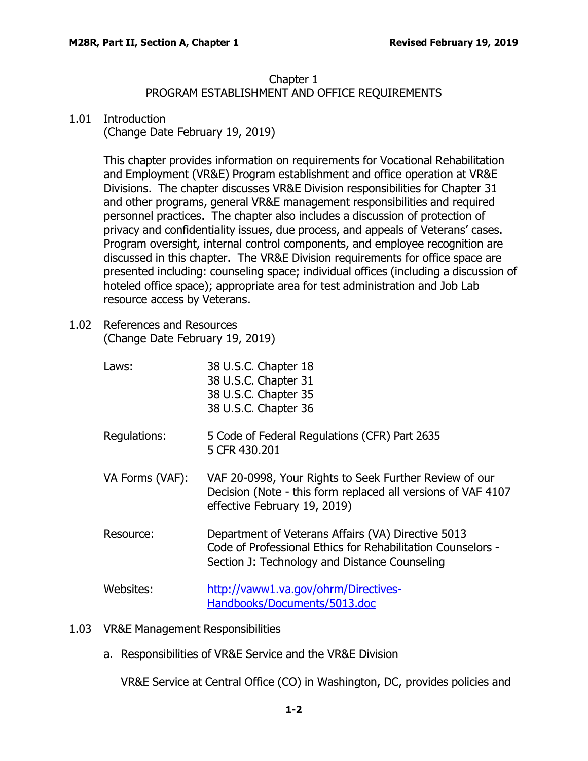# Chapter 1
## PROGRAM ESTABLISHMENT AND OFFICE REQUIREMENTS

### 1.01 Introduction
(Change Date February 19, 2019)

This chapter provides information on requirements for Vocational Rehabilitation and Employment (VR&E) Program establishment and office operation at VR&E Divisions. The chapter discusses VR&E Division responsibilities for Chapter 31 and other programs, general VR&E management responsibilities and required personnel practices. The chapter also includes a discussion of protection of privacy and confidentiality issues, due process, and appeals of Veterans' cases. Program oversight, internal control components, and employee recognition are discussed in this chapter. The VR&E Division requirements for office space are presented including: counseling space; individual offices (including a discussion of hoteled office space); appropriate area for test administration and Job Lab resource access by Veterans.

### 1.02 References and Resources
(Change Date February 19, 2019)

| | |
|---|---|
| Laws: | 38 U.S.C. Chapter 18<br>38 U.S.C. Chapter 31<br>38 U.S.C. Chapter 35<br>38 U.S.C. Chapter 36 |
| Regulations: | 5 Code of Federal Regulations (CFR) Part 2635<br>5 CFR 430.201 |
| VA Forms (VAF): | VAF 20-0998, Your Rights to Seek Further Review of our Decision (Note - this form replaced all versions of VAF 4107 effective February 19, 2019) |
| Resource: | Department of Veterans Affairs (VA) Directive 5013<br>Code of Professional Ethics for Rehabilitation Counselors - Section J: Technology and Distance Counseling |
| Websites: | [http://vaww1.va.gov/ohrm/Directives-Handbooks/Documents/5013.doc](http://vaww1.va.gov/ohrm/Directives-Handbooks/Documents/5013.doc) |

### 1.03 VR&E Management Responsibilities

a. Responsibilities of VR&E Service and the VR&E Division

VR&E Service at Central Office (CO) in Washington, DC, provides policies and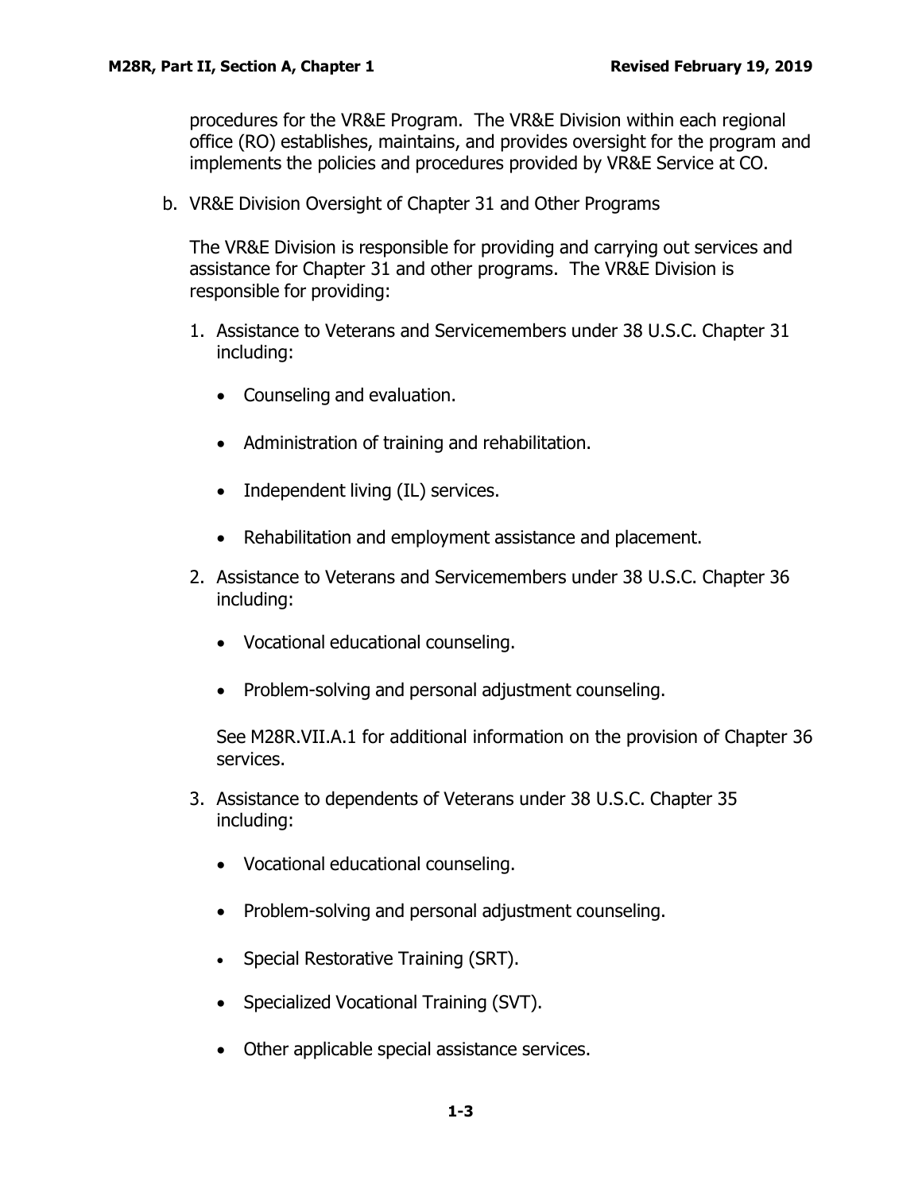procedures for the VR&E Program. The VR&E Division within each regional office (RO) establishes, maintains, and provides oversight for the program and implements the policies and procedures provided by VR&E Service at CO.

b. VR&E Division Oversight of Chapter 31 and Other Programs

   The VR&E Division is responsible for providing and carrying out services and assistance for Chapter 31 and other programs. The VR&E Division is responsible for providing:

   1. Assistance to Veterans and Servicemembers under 38 U.S.C. Chapter 31 including:

      - Counseling and evaluation.
      - Administration of training and rehabilitation.
      - Independent living (IL) services.
      - Rehabilitation and employment assistance and placement.

   2. Assistance to Veterans and Servicemembers under 38 U.S.C. Chapter 36 including:

      - Vocational educational counseling.
      - Problem-solving and personal adjustment counseling.

      See M28R.VII.A.1 for additional information on the provision of Chapter 36 services.

   3. Assistance to dependents of Veterans under 38 U.S.C. Chapter 35 including:

      - Vocational educational counseling.
      - Problem-solving and personal adjustment counseling.
      - Special Restorative Training (SRT).
      - Specialized Vocational Training (SVT).
      - Other applicable special assistance services.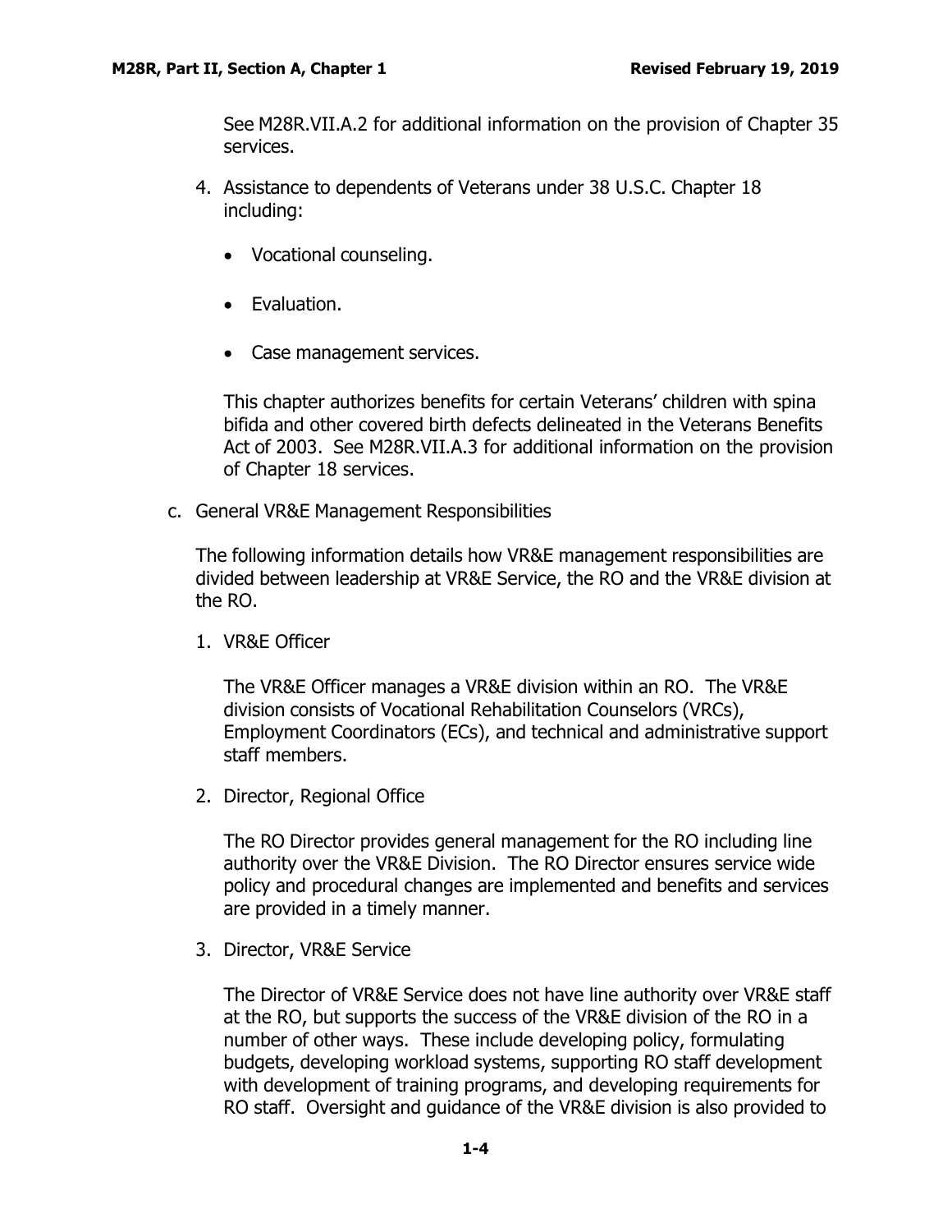See M28R.VII.A.2 for additional information on the provision of Chapter 35 services.

4. Assistance to dependents of Veterans under 38 U.S.C. Chapter 18 including:

   - Vocational counseling.
   - Evaluation.
   - Case management services.

   This chapter authorizes benefits for certain Veterans' children with spina bifida and other covered birth defects delineated in the Veterans Benefits Act of 2003. See M28R.VII.A.3 for additional information on the provision of Chapter 18 services.

c. General VR&E Management Responsibilities

   The following information details how VR&E management responsibilities are divided between leadership at VR&E Service, the RO and the VR&E division at the RO.

   1. VR&E Officer

      The VR&E Officer manages a VR&E division within an RO. The VR&E division consists of Vocational Rehabilitation Counselors (VRCs), Employment Coordinators (ECs), and technical and administrative support staff members.

   2. Director, Regional Office

      The RO Director provides general management for the RO including line authority over the VR&E Division. The RO Director ensures service wide policy and procedural changes are implemented and benefits and services are provided in a timely manner.

   3. Director, VR&E Service

      The Director of VR&E Service does not have line authority over VR&E staff at the RO, but supports the success of the VR&E division of the RO in a number of other ways. These include developing policy, formulating budgets, developing workload systems, supporting RO staff development with development of training programs, and developing requirements for RO staff. Oversight and guidance of the VR&E division is also provided to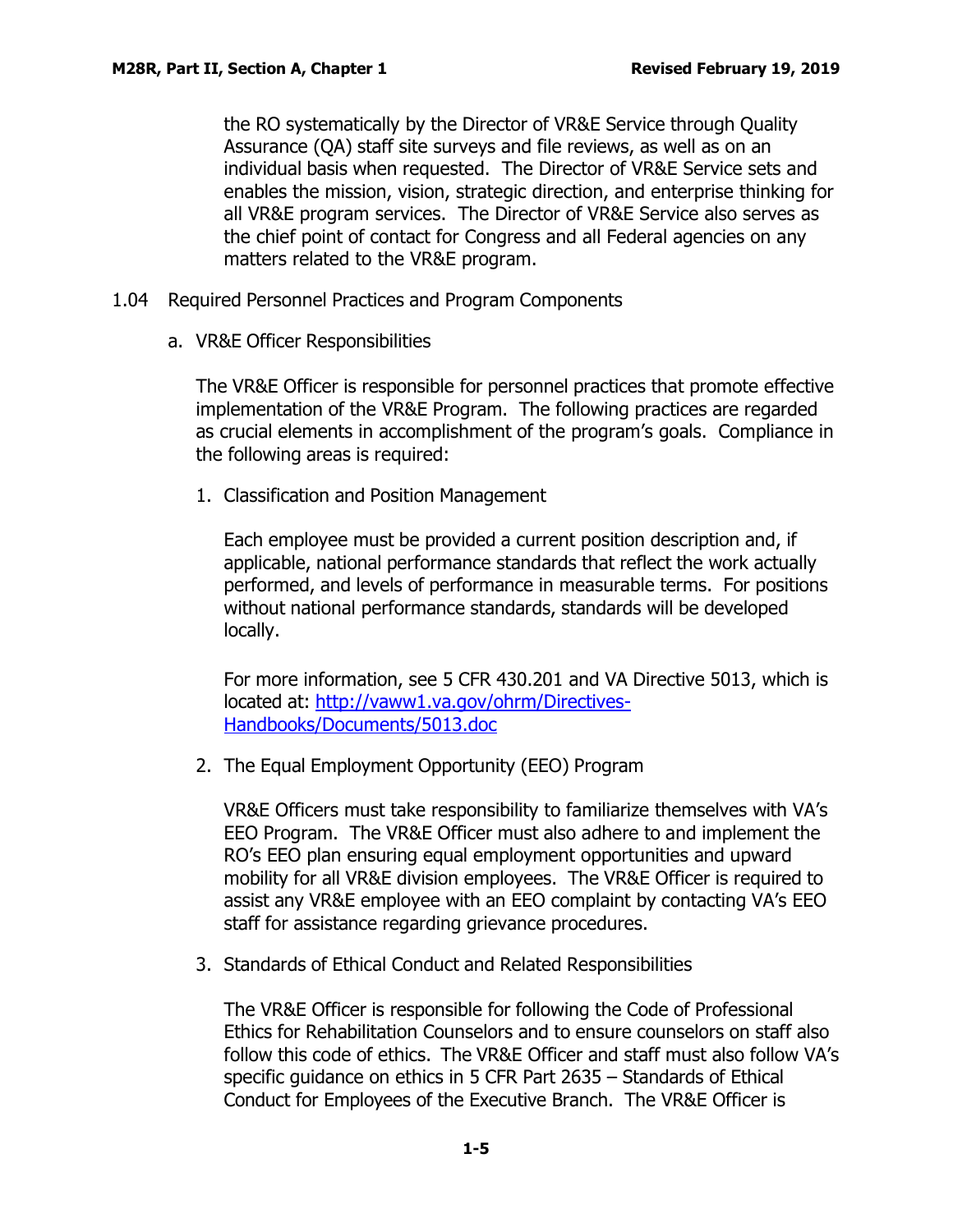the RO systematically by the Director of VR&E Service through Quality Assurance (QA) staff site surveys and file reviews, as well as on an individual basis when requested. The Director of VR&E Service sets and enables the mission, vision, strategic direction, and enterprise thinking for all VR&E program services. The Director of VR&E Service also serves as the chief point of contact for Congress and all Federal agencies on any matters related to the VR&E program.

## 1.04 Required Personnel Practices and Program Components

### a. VR&E Officer Responsibilities

The VR&E Officer is responsible for personnel practices that promote effective implementation of the VR&E Program. The following practices are regarded as crucial elements in accomplishment of the program's goals. Compliance in the following areas is required:

1. Classification and Position Management

   Each employee must be provided a current position description and, if applicable, national performance standards that reflect the work actually performed, and levels of performance in measurable terms. For positions without national performance standards, standards will be developed locally.

   For more information, see 5 CFR 430.201 and VA Directive 5013, which is located at: [http://vaww1.va.gov/ohrm/Directives-Handbooks/Documents/5013.doc](http://vaww1.va.gov/ohrm/Directives-Handbooks/Documents/5013.doc)

2. The Equal Employment Opportunity (EEO) Program

   VR&E Officers must take responsibility to familiarize themselves with VA's EEO Program. The VR&E Officer must also adhere to and implement the RO's EEO plan ensuring equal employment opportunities and upward mobility for all VR&E division employees. The VR&E Officer is required to assist any VR&E employee with an EEO complaint by contacting VA's EEO staff for assistance regarding grievance procedures.

3. Standards of Ethical Conduct and Related Responsibilities

   The VR&E Officer is responsible for following the Code of Professional Ethics for Rehabilitation Counselors and to ensure counselors on staff also follow this code of ethics. The VR&E Officer and staff must also follow VA's specific guidance on ethics in 5 CFR Part 2635 – Standards of Ethical Conduct for Employees of the Executive Branch. The VR&E Officer is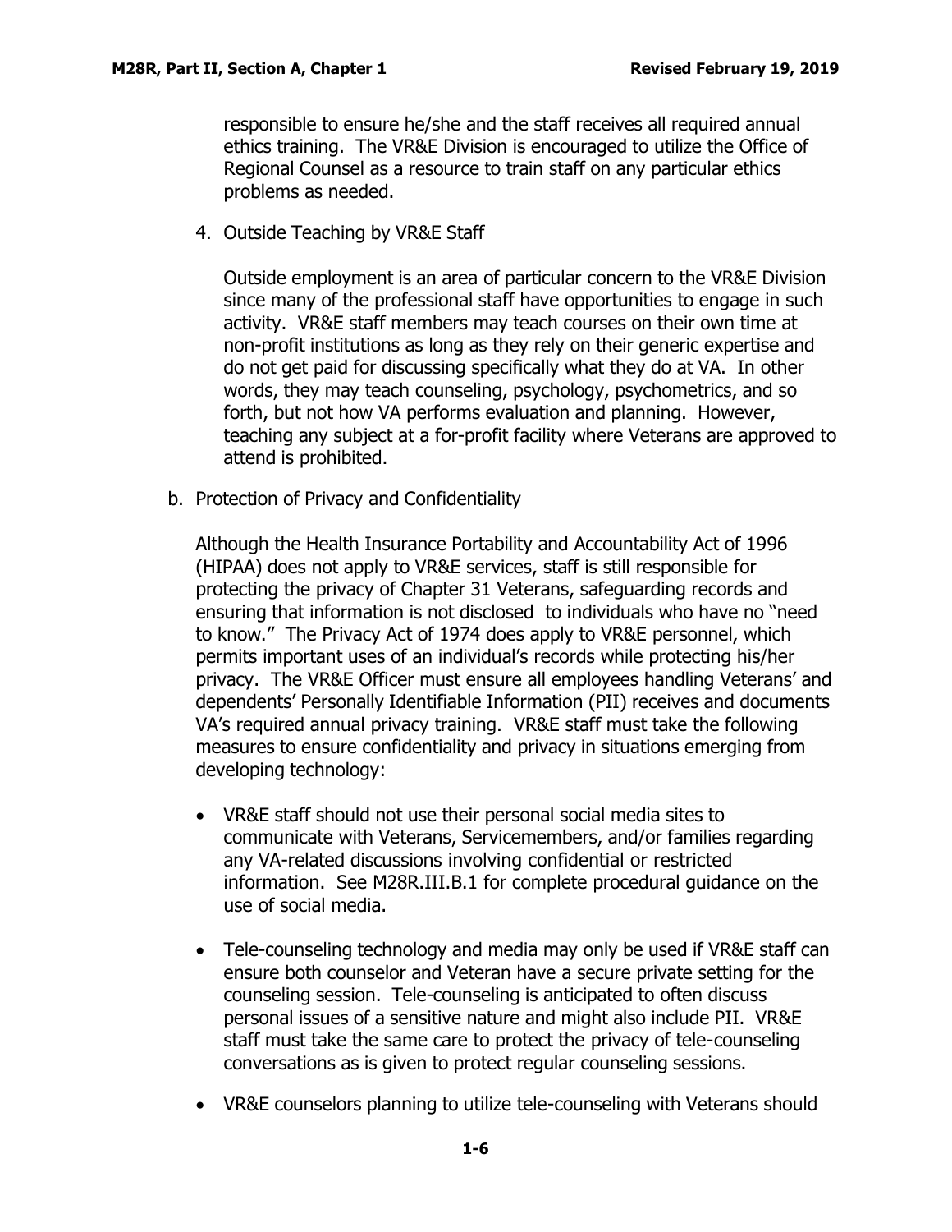responsible to ensure he/she and the staff receives all required annual ethics training. The VR&E Division is encouraged to utilize the Office of Regional Counsel as a resource to train staff on any particular ethics problems as needed.

4. Outside Teaching by VR&E Staff

   Outside employment is an area of particular concern to the VR&E Division since many of the professional staff have opportunities to engage in such activity. VR&E staff members may teach courses on their own time at non-profit institutions as long as they rely on their generic expertise and do not get paid for discussing specifically what they do at VA. In other words, they may teach counseling, psychology, psychometrics, and so forth, but not how VA performs evaluation and planning. However, teaching any subject at a for-profit facility where Veterans are approved to attend is prohibited.

b. Protection of Privacy and Confidentiality

   Although the Health Insurance Portability and Accountability Act of 1996 (HIPAA) does not apply to VR&E services, staff is still responsible for protecting the privacy of Chapter 31 Veterans, safeguarding records and ensuring that information is not disclosed to individuals who have no "need to know." The Privacy Act of 1974 does apply to VR&E personnel, which permits important uses of an individual's records while protecting his/her privacy. The VR&E Officer must ensure all employees handling Veterans' and dependents' Personally Identifiable Information (PII) receives and documents VA's required annual privacy training. VR&E staff must take the following measures to ensure confidentiality and privacy in situations emerging from developing technology:

   - VR&E staff should not use their personal social media sites to communicate with Veterans, Servicemembers, and/or families regarding any VA-related discussions involving confidential or restricted information. See M28R.III.B.1 for complete procedural guidance on the use of social media.

   - Tele-counseling technology and media may only be used if VR&E staff can ensure both counselor and Veteran have a secure private setting for the counseling session. Tele-counseling is anticipated to often discuss personal issues of a sensitive nature and might also include PII. VR&E staff must take the same care to protect the privacy of tele-counseling conversations as is given to protect regular counseling sessions.

   - VR&E counselors planning to utilize tele-counseling with Veterans should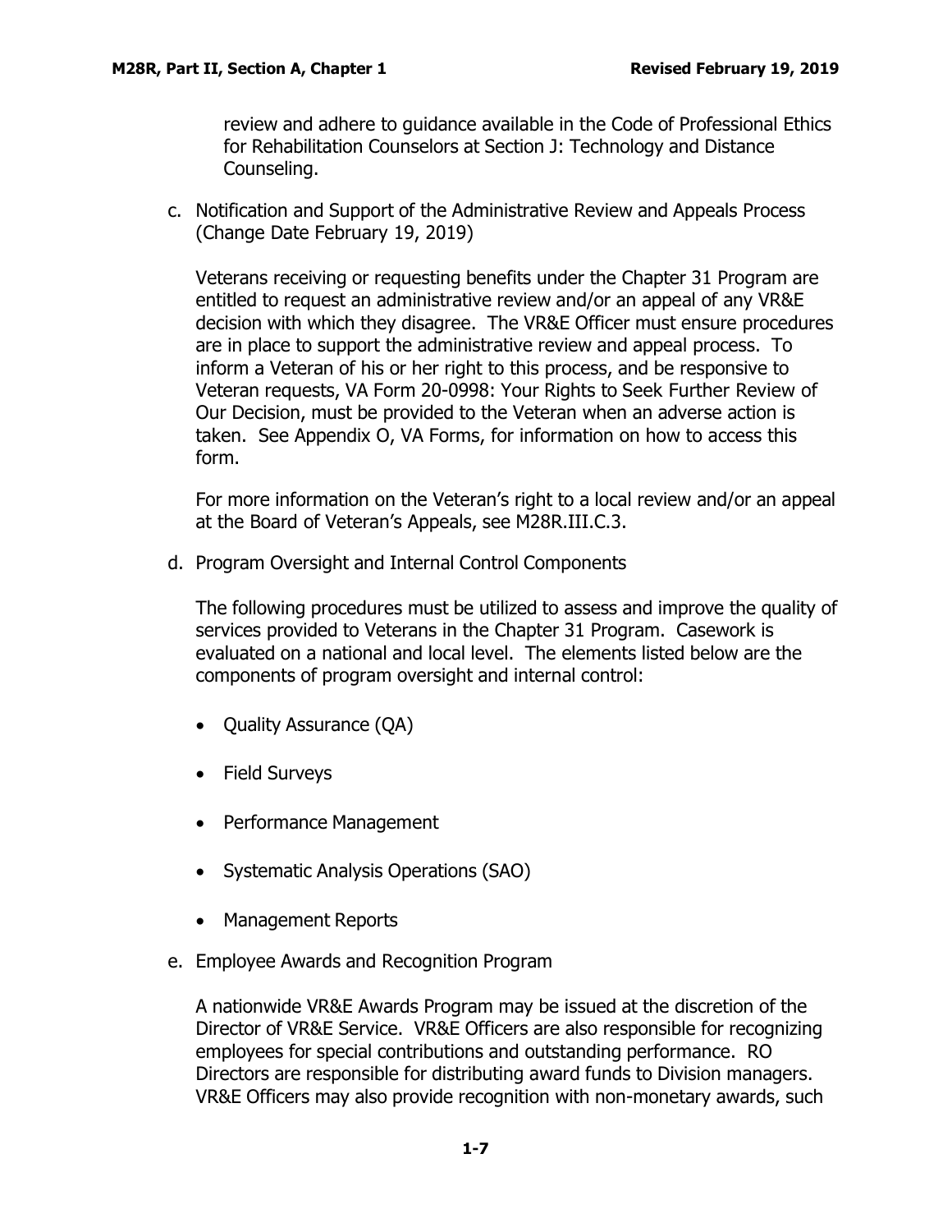review and adhere to guidance available in the Code of Professional Ethics for Rehabilitation Counselors at Section J: Technology and Distance Counseling.

c. Notification and Support of the Administrative Review and Appeals Process (Change Date February 19, 2019)

   Veterans receiving or requesting benefits under the Chapter 31 Program are entitled to request an administrative review and/or an appeal of any VR&E decision with which they disagree. The VR&E Officer must ensure procedures are in place to support the administrative review and appeal process. To inform a Veteran of his or her right to this process, and be responsive to Veteran requests, VA Form 20-0998: Your Rights to Seek Further Review of Our Decision, must be provided to the Veteran when an adverse action is taken. See Appendix O, VA Forms, for information on how to access this form.

   For more information on the Veteran's right to a local review and/or an appeal at the Board of Veteran's Appeals, see M28R.III.C.3.

d. Program Oversight and Internal Control Components

   The following procedures must be utilized to assess and improve the quality of services provided to Veterans in the Chapter 31 Program. Casework is evaluated on a national and local level. The elements listed below are the components of program oversight and internal control:

   - Quality Assurance (QA)
   - Field Surveys
   - Performance Management
   - Systematic Analysis Operations (SAO)
   - Management Reports

e. Employee Awards and Recognition Program

   A nationwide VR&E Awards Program may be issued at the discretion of the Director of VR&E Service. VR&E Officers are also responsible for recognizing employees for special contributions and outstanding performance. RO Directors are responsible for distributing award funds to Division managers. VR&E Officers may also provide recognition with non-monetary awards, such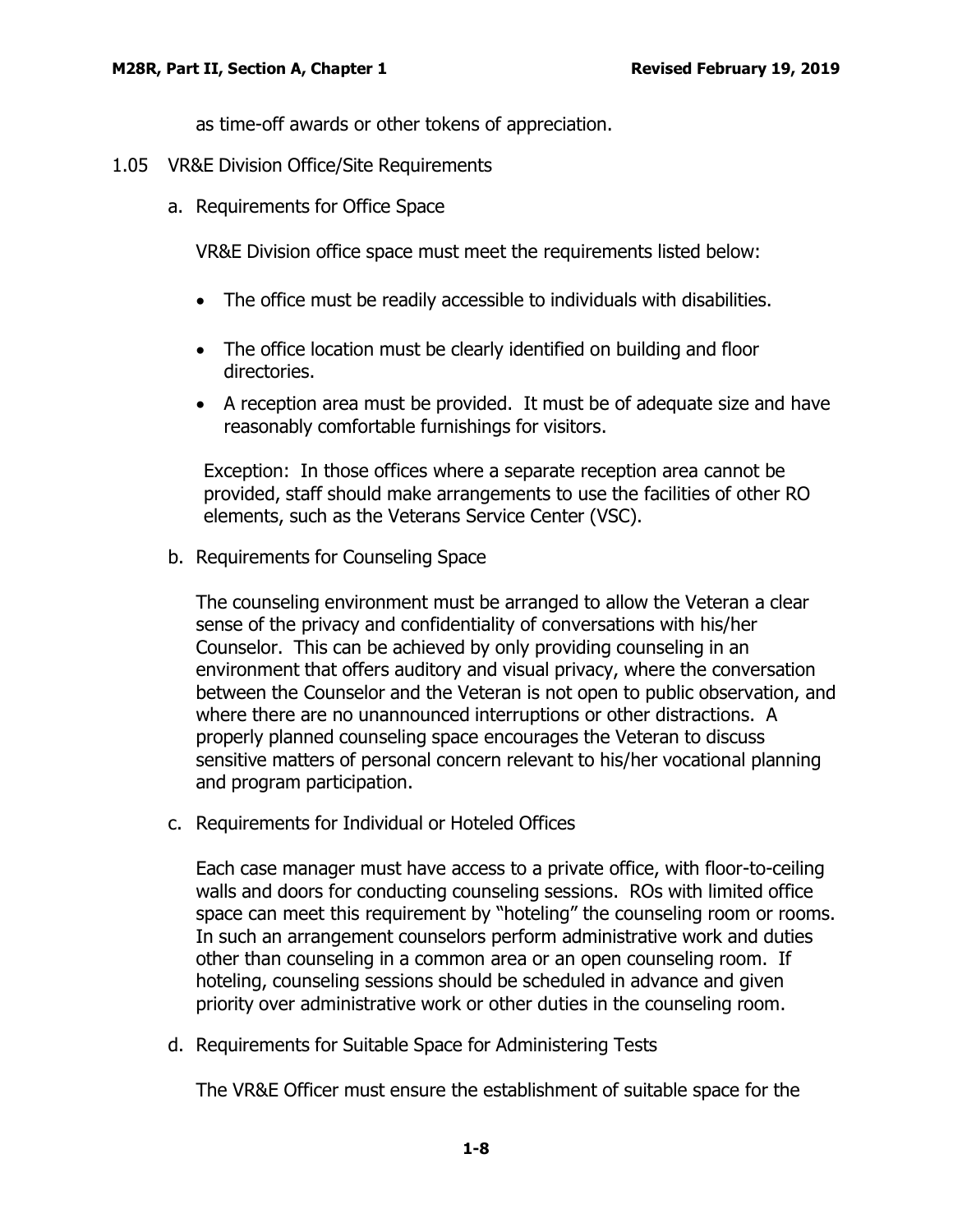as time-off awards or other tokens of appreciation.

## 1.05 VR&E Division Office/Site Requirements

### a. Requirements for Office Space

VR&E Division office space must meet the requirements listed below:

- The office must be readily accessible to individuals with disabilities.
- The office location must be clearly identified on building and floor directories.
- A reception area must be provided. It must be of adequate size and have reasonably comfortable furnishings for visitors.

Exception: In those offices where a separate reception area cannot be provided, staff should make arrangements to use the facilities of other RO elements, such as the Veterans Service Center (VSC).

### b. Requirements for Counseling Space

The counseling environment must be arranged to allow the Veteran a clear sense of the privacy and confidentiality of conversations with his/her Counselor. This can be achieved by only providing counseling in an environment that offers auditory and visual privacy, where the conversation between the Counselor and the Veteran is not open to public observation, and where there are no unannounced interruptions or other distractions. A properly planned counseling space encourages the Veteran to discuss sensitive matters of personal concern relevant to his/her vocational planning and program participation.

### c. Requirements for Individual or Hoteled Offices

Each case manager must have access to a private office, with floor-to-ceiling walls and doors for conducting counseling sessions. ROs with limited office space can meet this requirement by "hoteling" the counseling room or rooms. In such an arrangement counselors perform administrative work and duties other than counseling in a common area or an open counseling room. If hoteling, counseling sessions should be scheduled in advance and given priority over administrative work or other duties in the counseling room.

### d. Requirements for Suitable Space for Administering Tests

The VR&E Officer must ensure the establishment of suitable space for the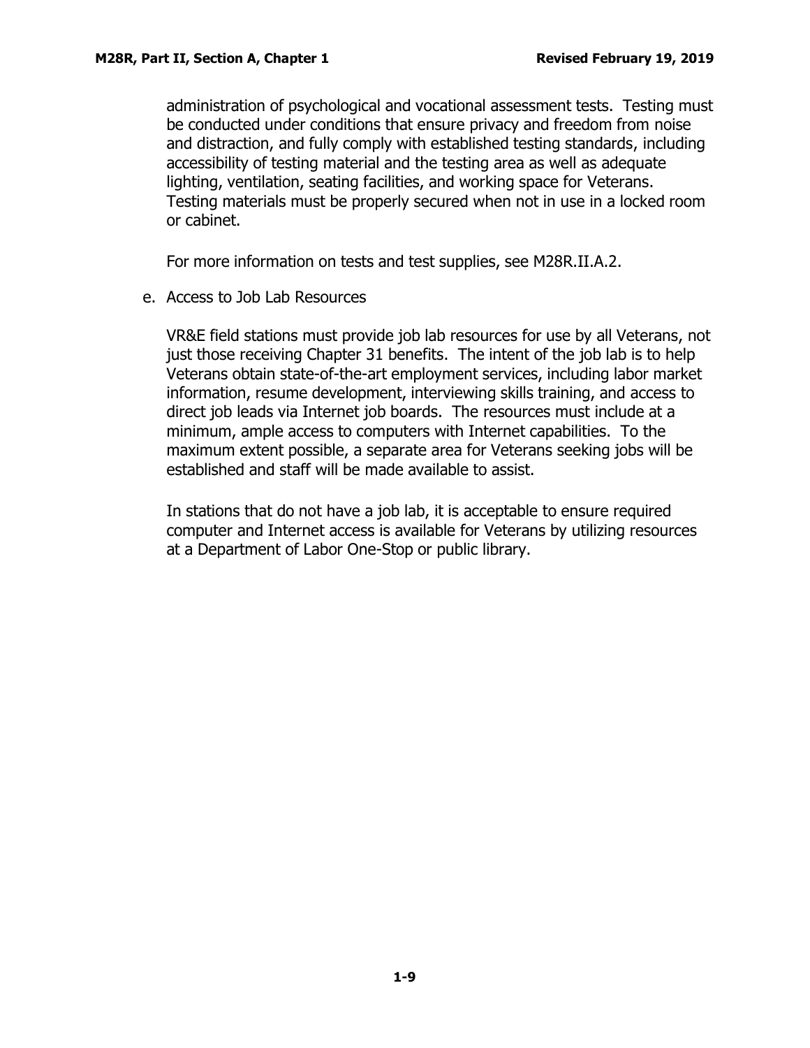administration of psychological and vocational assessment tests. Testing must be conducted under conditions that ensure privacy and freedom from noise and distraction, and fully comply with established testing standards, including accessibility of testing material and the testing area as well as adequate lighting, ventilation, seating facilities, and working space for Veterans. Testing materials must be properly secured when not in use in a locked room or cabinet.

For more information on tests and test supplies, see M28R.II.A.2.

e. Access to Job Lab Resources

VR&E field stations must provide job lab resources for use by all Veterans, not just those receiving Chapter 31 benefits. The intent of the job lab is to help Veterans obtain state-of-the-art employment services, including labor market information, resume development, interviewing skills training, and access to direct job leads via Internet job boards. The resources must include at a minimum, ample access to computers with Internet capabilities. To the maximum extent possible, a separate area for Veterans seeking jobs will be established and staff will be made available to assist.

In stations that do not have a job lab, it is acceptable to ensure required computer and Internet access is available for Veterans by utilizing resources at a Department of Labor One-Stop or public library.